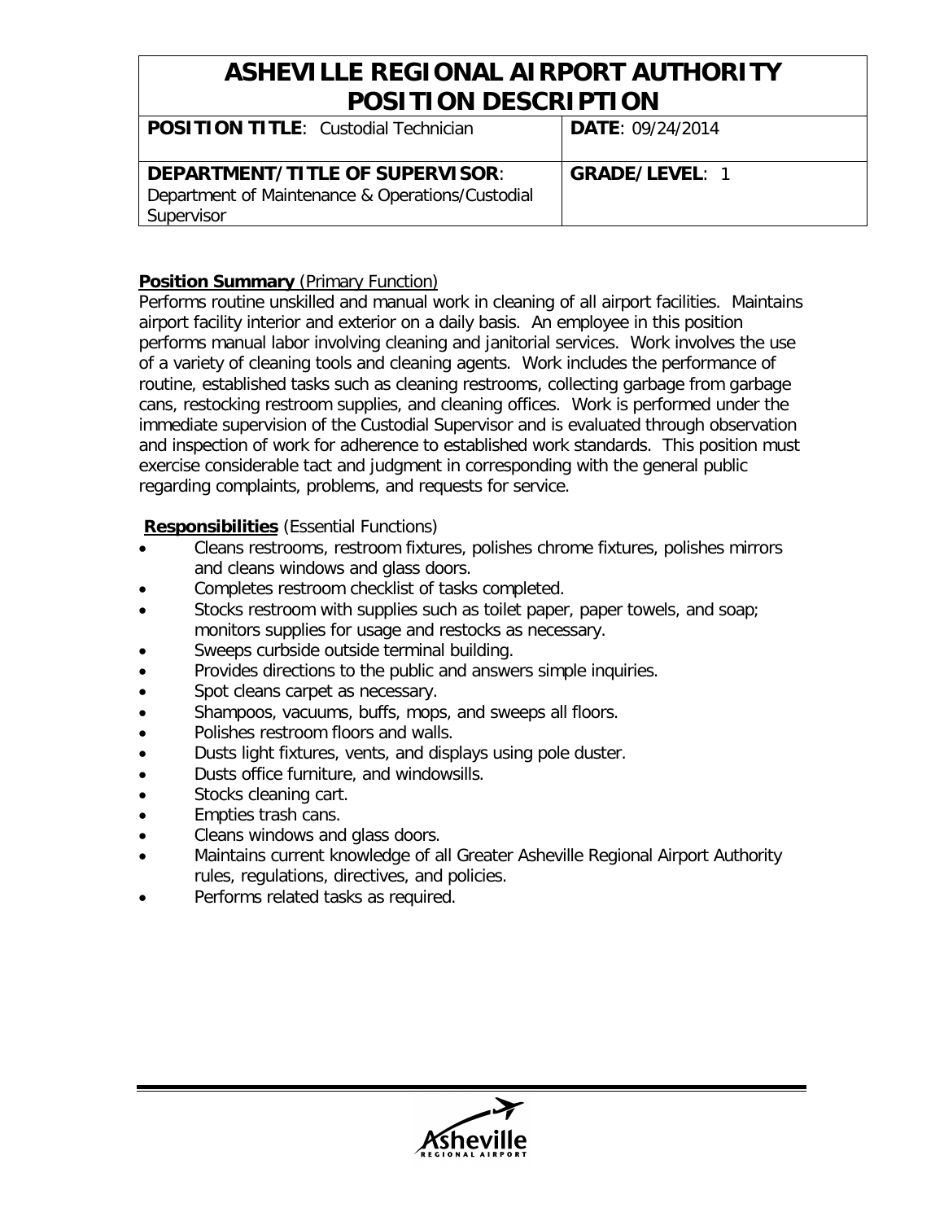# ASHEVILLE REGIONAL AIRPORT AUTHORITY POSITION DESCRIPTION

| **POSITION TITLE**: Custodial Technician | **DATE**: 09/24/2014 |
| --- | --- |
| **DEPARTMENT/TITLE OF SUPERVISOR**: Department of Maintenance & Operations/Custodial Supervisor | **GRADE/LEVEL**: 1 |

**Position Summary** (Primary Function)

Performs routine unskilled and manual work in cleaning of all airport facilities. Maintains airport facility interior and exterior on a daily basis. An employee in this position performs manual labor involving cleaning and janitorial services. Work involves the use of a variety of cleaning tools and cleaning agents. Work includes the performance of routine, established tasks such as cleaning restrooms, collecting garbage from garbage cans, restocking restroom supplies, and cleaning offices. Work is performed under the immediate supervision of the Custodial Supervisor and is evaluated through observation and inspection of work for adherence to established work standards. This position must exercise considerable tact and judgment in corresponding with the general public regarding complaints, problems, and requests for service.

**Responsibilities** (Essential Functions)

- Cleans restrooms, restroom fixtures, polishes chrome fixtures, polishes mirrors and cleans windows and glass doors.
- Completes restroom checklist of tasks completed.
- Stocks restroom with supplies such as toilet paper, paper towels, and soap; monitors supplies for usage and restocks as necessary.
- Sweeps curbside outside terminal building.
- Provides directions to the public and answers simple inquiries.
- Spot cleans carpet as necessary.
- Shampoos, vacuums, buffs, mops, and sweeps all floors.
- Polishes restroom floors and walls.
- Dusts light fixtures, vents, and displays using pole duster.
- Dusts office furniture, and windowsills.
- Stocks cleaning cart.
- Empties trash cans.
- Cleans windows and glass doors.
- Maintains current knowledge of all Greater Asheville Regional Airport Authority rules, regulations, directives, and policies.
- Performs related tasks as required.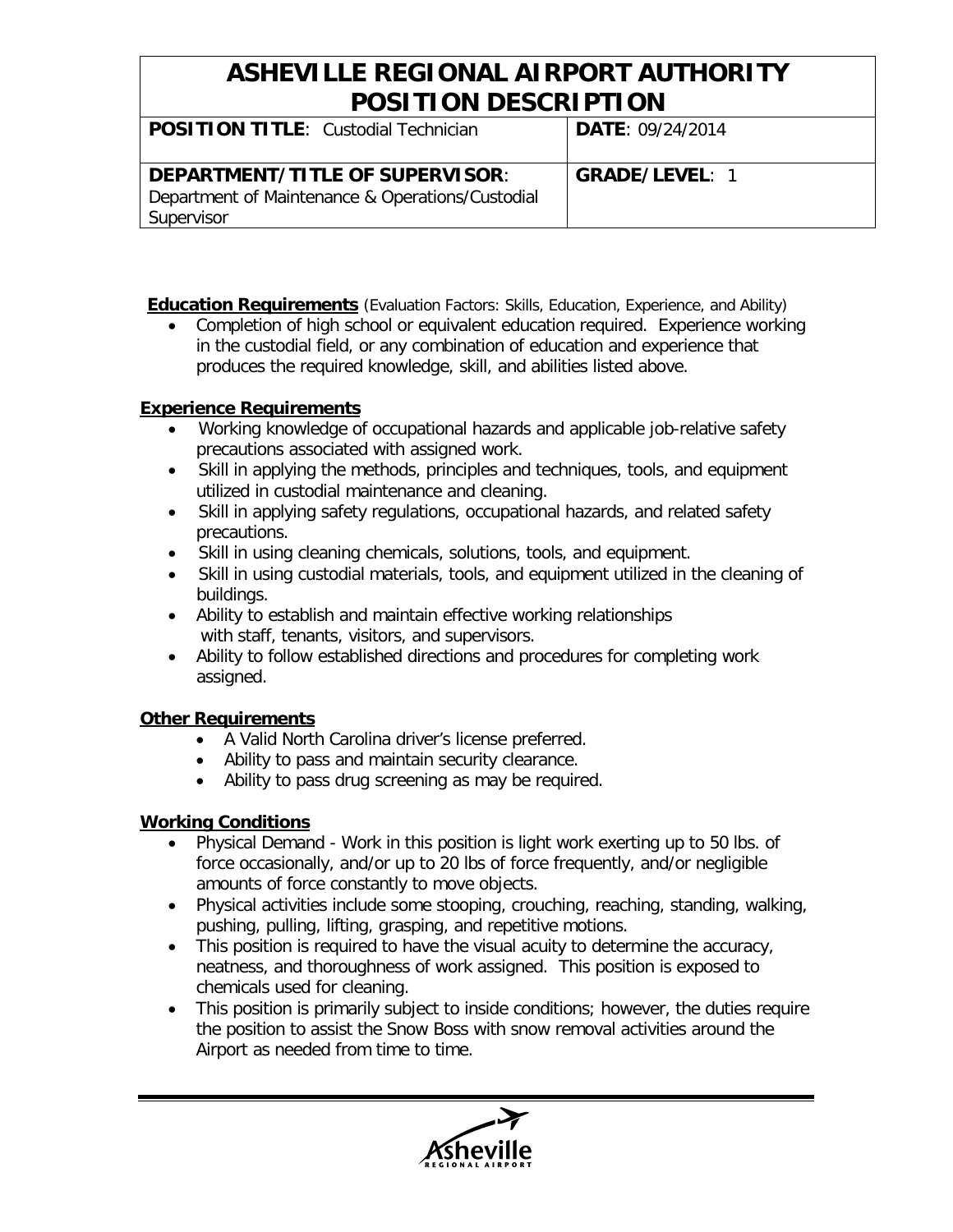# ASHEVILLE REGIONAL AIRPORT AUTHORITY POSITION DESCRIPTION

| **POSITION TITLE**: Custodial Technician | **DATE**: 09/24/2014 |
|---|---|
| **DEPARTMENT/TITLE OF SUPERVISOR**: Department of Maintenance & Operations/Custodial Supervisor | **GRADE/LEVEL**: 1 |

**Education Requirements** (Evaluation Factors: Skills, Education, Experience, and Ability)

- Completion of high school or equivalent education required. Experience working in the custodial field, or any combination of education and experience that produces the required knowledge, skill, and abilities listed above.

**Experience Requirements**

- Working knowledge of occupational hazards and applicable job-relative safety precautions associated with assigned work.
- Skill in applying the methods, principles and techniques, tools, and equipment utilized in custodial maintenance and cleaning.
- Skill in applying safety regulations, occupational hazards, and related safety precautions.
- Skill in using cleaning chemicals, solutions, tools, and equipment.
- Skill in using custodial materials, tools, and equipment utilized in the cleaning of buildings.
- Ability to establish and maintain effective working relationships with staff, tenants, visitors, and supervisors.
- Ability to follow established directions and procedures for completing work assigned.

**Other Requirements**

- A Valid North Carolina driver's license preferred.
- Ability to pass and maintain security clearance.
- Ability to pass drug screening as may be required.

**Working Conditions**

- Physical Demand - Work in this position is light work exerting up to 50 lbs. of force occasionally, and/or up to 20 lbs of force frequently, and/or negligible amounts of force constantly to move objects.
- Physical activities include some stooping, crouching, reaching, standing, walking, pushing, pulling, lifting, grasping, and repetitive motions.
- This position is required to have the visual acuity to determine the accuracy, neatness, and thoroughness of work assigned. This position is exposed to chemicals used for cleaning.
- This position is primarily subject to inside conditions; however, the duties require the position to assist the Snow Boss with snow removal activities around the Airport as needed from time to time.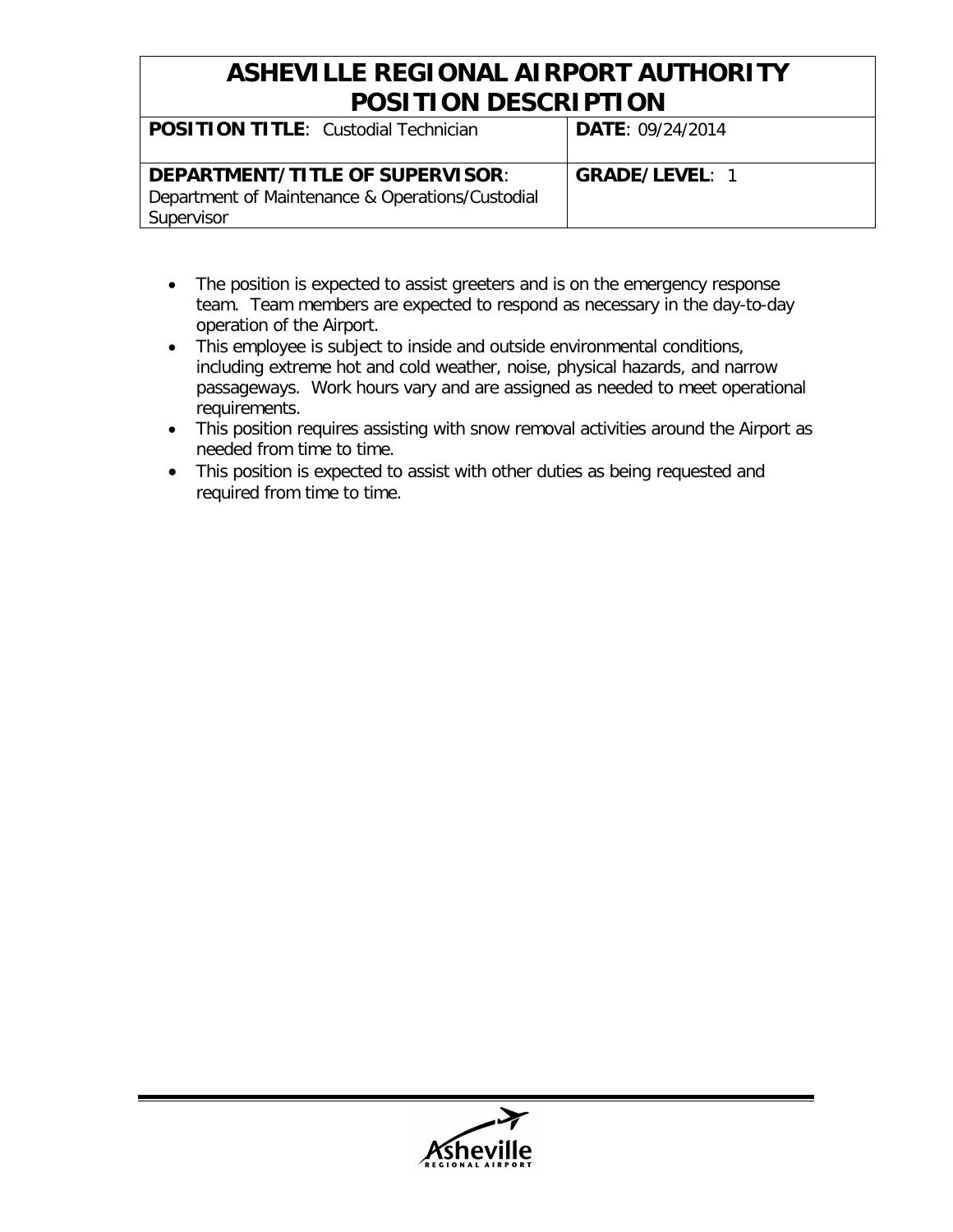# ASHEVILLE REGIONAL AIRPORT AUTHORITY POSITION DESCRIPTION

| | |
|---|---|
| **POSITION TITLE**: Custodial Technician | **DATE**: 09/24/2014 |
| **DEPARTMENT/TITLE OF SUPERVISOR**: Department of Maintenance & Operations/Custodial Supervisor | **GRADE/LEVEL**: 1 |

- The position is expected to assist greeters and is on the emergency response team. Team members are expected to respond as necessary in the day-to-day operation of the Airport.
- This employee is subject to inside and outside environmental conditions, including extreme hot and cold weather, noise, physical hazards, and narrow passageways. Work hours vary and are assigned as needed to meet operational requirements.
- This position requires assisting with snow removal activities around the Airport as needed from time to time.
- This position is expected to assist with other duties as being requested and required from time to time.